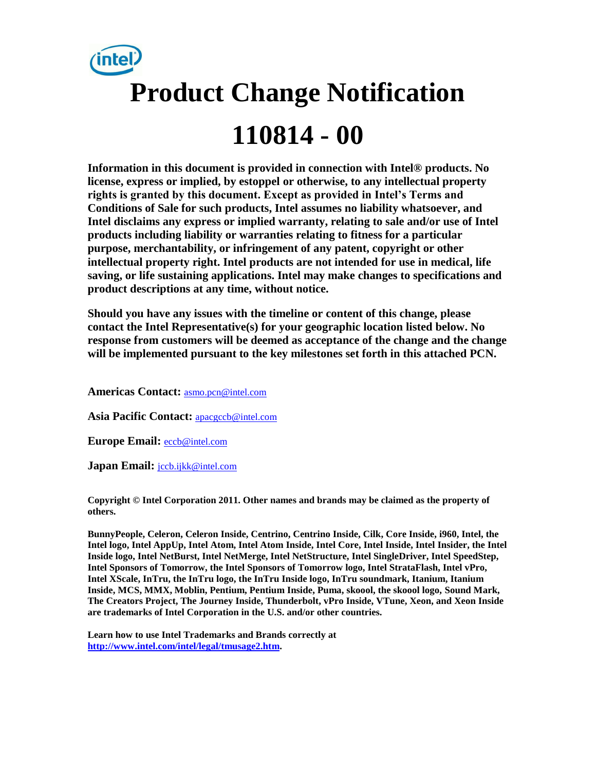# Product Change Notification

# 110814 - 00

**Information in this document is provided in connection with Intel® products. No license, express or implied, by estoppel or otherwise, to any intellectual property rights is granted by this document. Except as provided in Intel's Terms and Conditions of Sale for such products, Intel assumes no liability whatsoever, and Intel disclaims any express or implied warranty, relating to sale and/or use of Intel products including liability or warranties relating to fitness for a particular purpose, merchantability, or infringement of any patent, copyright or other intellectual property right. Intel products are not intended for use in medical, life saving, or life sustaining applications. Intel may make changes to specifications and product descriptions at any time, without notice.**

**Should you have any issues with the timeline or content of this change, please contact the Intel Representative(s) for your geographic location listed below. No response from customers will be deemed as acceptance of the change and the change will be implemented pursuant to the key milestones set forth in this attached PCN.**

**Americas Contact:** asmo.pcn@intel.com

**Asia Pacific Contact:** apacgccb@intel.com

**Europe Email:** eccb@intel.com

**Japan Email:** jccb.ijkk@intel.com

**Copyright © Intel Corporation 2011. Other names and brands may be claimed as the property of others.**

**BunnyPeople, Celeron, Celeron Inside, Centrino, Centrino Inside, Cilk, Core Inside, i960, Intel, the Intel logo, Intel AppUp, Intel Atom, Intel Atom Inside, Intel Core, Intel Inside, Intel Insider, the Intel Inside logo, Intel NetBurst, Intel NetMerge, Intel NetStructure, Intel SingleDriver, Intel SpeedStep, Intel Sponsors of Tomorrow, the Intel Sponsors of Tomorrow logo, Intel StrataFlash, Intel vPro, Intel XScale, InTru, the InTru logo, the InTru Inside logo, InTru soundmark, Itanium, Itanium Inside, MCS, MMX, Moblin, Pentium, Pentium Inside, Puma, skoool, the skoool logo, Sound Mark, The Creators Project, The Journey Inside, Thunderbolt, vPro Inside, VTune, Xeon, and Xeon Inside are trademarks of Intel Corporation in the U.S. and/or other countries.**

**Learn how to use Intel Trademarks and Brands correctly at http://www.intel.com/intel/legal/tmusage2.htm.**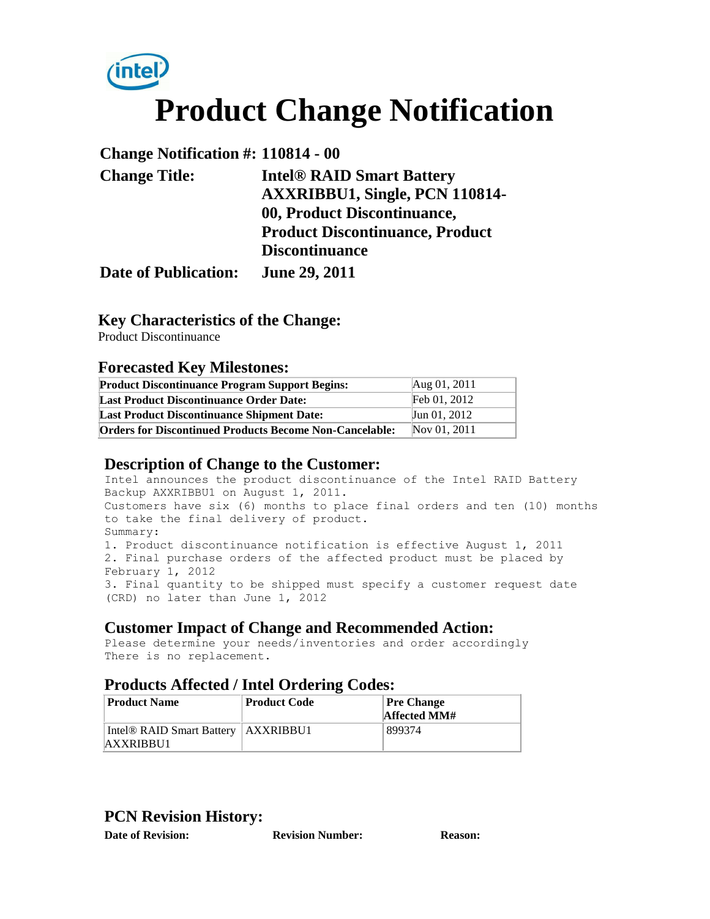intel

# Product Change Notification

**Change Notification #:** **110814 - 00**

**Change Title:** **Intel® RAID Smart Battery AXXRIBBU1, Single, PCN 110814-00, Product Discontinuance, Product Discontinuance, Product Discontinuance**

**Date of Publication:** **June 29, 2011**

## Key Characteristics of the Change:

Product Discontinuance

## Forecasted Key Milestones:

| | |
|---|---|
| **Product Discontinuance Program Support Begins:** | Aug 01, 2011 |
| **Last Product Discontinuance Order Date:** | Feb 01, 2012 |
| **Last Product Discontinuance Shipment Date:** | Jun 01, 2012 |
| **Orders for Discontinued Products Become Non-Cancelable:** | Nov 01, 2011 |

## Description of Change to the Customer:

Intel announces the product discontinuance of the Intel RAID Battery Backup AXXRIBBU1 on August 1, 2011.
Customers have six (6) months to place final orders and ten (10) months to take the final delivery of product.
Summary:
1. Product discontinuance notification is effective August 1, 2011
2. Final purchase orders of the affected product must be placed by February 1, 2012
3. Final quantity to be shipped must specify a customer request date (CRD) no later than June 1, 2012

## Customer Impact of Change and Recommended Action:

Please determine your needs/inventories and order accordingly
There is no replacement.

## Products Affected / Intel Ordering Codes:

| Product Name | Product Code | Pre Change Affected MM# |
|---|---|---|
| Intel® RAID Smart Battery AXXRIBBU1 | AXXRIBBU1 | 899374 |

## PCN Revision History:

| Date of Revision: | Revision Number: | Reason: |
|---|---|---|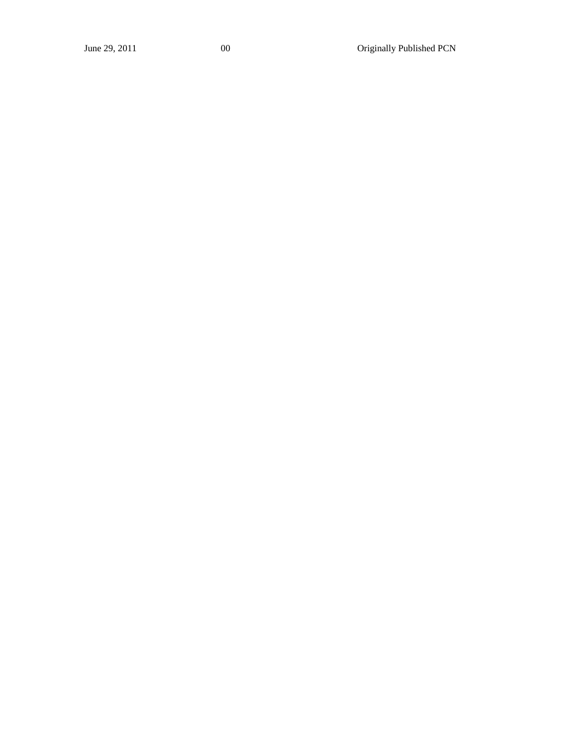| | | |
|---|---|---|
| June 29, 2011 | 00 | Originally Published PCN |